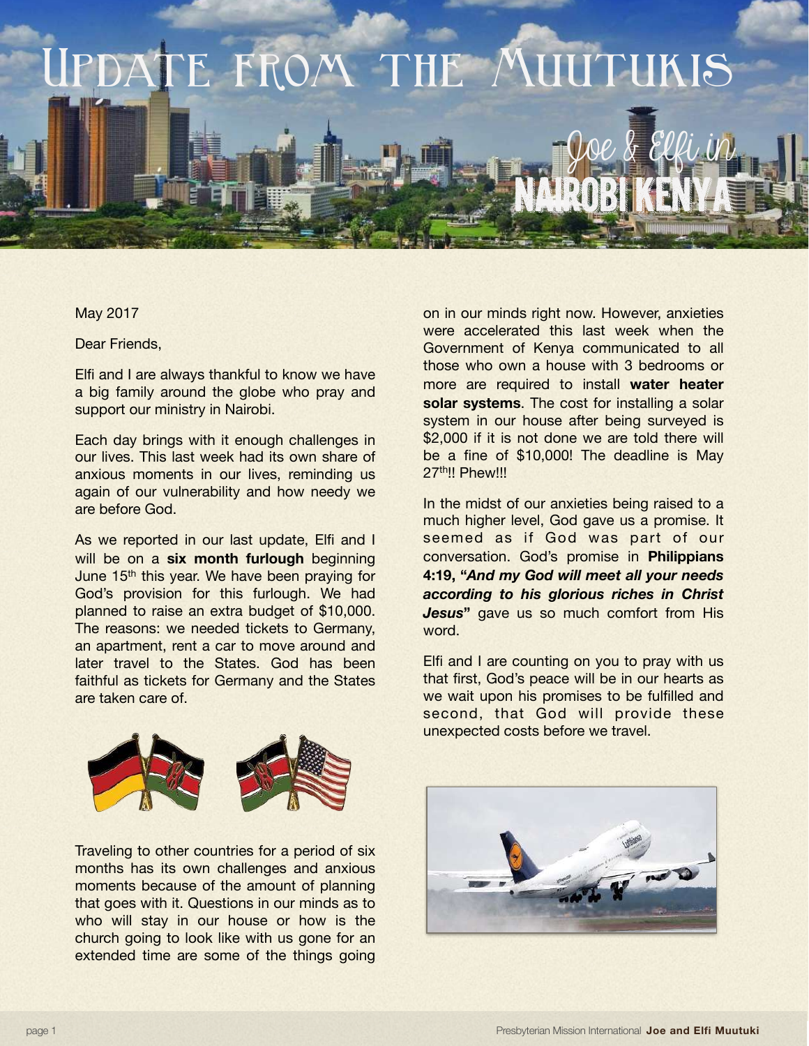# Update from the Muutukis

## Joe & Elfi in Nairobi Kenya

May 2017

Dear Friends,

Elfi and I are always thankful to know we have a big family around the globe who pray and support our ministry in Nairobi.

Each day brings with it enough challenges in our lives. This last week had its own share of anxious moments in our lives, reminding us again of our vulnerability and how needy we are before God.

As we reported in our last update, Elfi and I will be on a **six month furlough** beginning June 15th this year. We have been praying for God's provision for this furlough. We had planned to raise an extra budget of $10,000. The reasons: we needed tickets to Germany, an apartment, rent a car to move around and later travel to the States. God has been faithful as tickets for Germany and the States are taken care of.

Traveling to other countries for a period of six months has its own challenges and anxious moments because of the amount of planning that goes with it. Questions in our minds as to who will stay in our house or how is the church going to look like with us gone for an extended time are some of the things going on in our minds right now. However, anxieties were accelerated this last week when the Government of Kenya communicated to all those who own a house with 3 bedrooms or more are required to install **water heater solar systems**. The cost for installing a solar system in our house after being surveyed is $2,000 if it is not done we are told there will be a fine of $10,000! The deadline is May 27th!! Phew!!!

In the midst of our anxieties being raised to a much higher level, God gave us a promise. It seemed as if God was part of our conversation. God's promise in **Philippians 4:19, "*And my God will meet all your needs according to his glorious riches in Christ Jesus*"** gave us so much comfort from His word.

Elfi and I are counting on you to pray with us that first, God's peace will be in our hearts as we wait upon his promises to be fulfilled and second, that God will provide these unexpected costs before we travel.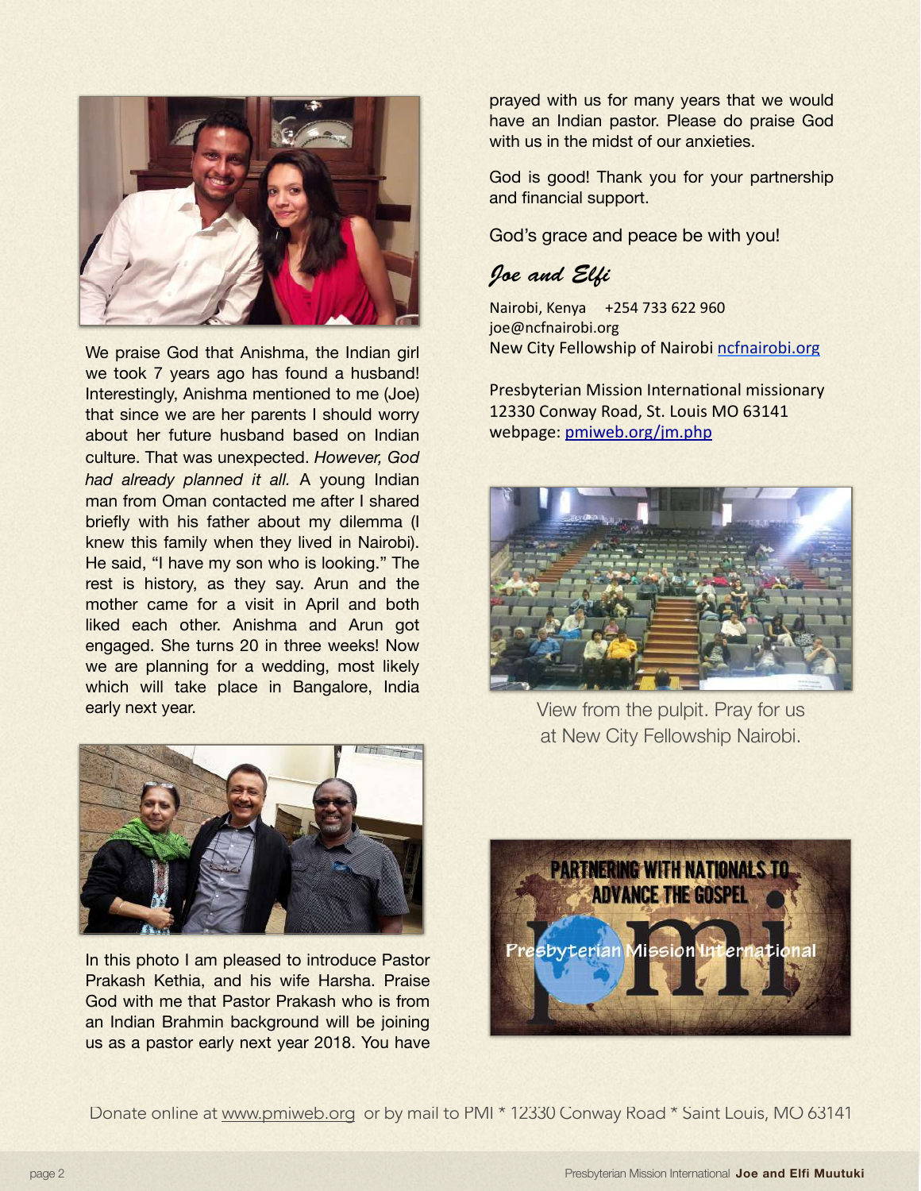We praise God that Anishma, the Indian girl we took 7 years ago has found a husband! Interestingly, Anishma mentioned to me (Joe) that since we are her parents I should worry about her future husband based on Indian culture. That was unexpected. *However, God had already planned it all.* A young Indian man from Oman contacted me after I shared briefly with his father about my dilemma (I knew this family when they lived in Nairobi). He said, "I have my son who is looking." The rest is history, as they say. Arun and the mother came for a visit in April and both liked each other. Anishma and Arun got engaged. She turns 20 in three weeks! Now we are planning for a wedding, most likely which will take place in Bangalore, India early next year.

In this photo I am pleased to introduce Pastor Prakash Kethia, and his wife Harsha. Praise God with me that Pastor Prakash who is from an Indian Brahmin background will be joining us as a pastor early next year 2018. You have prayed with us for many years that we would have an Indian pastor. Please do praise God with us in the midst of our anxieties.

God is good! Thank you for your partnership and financial support.

God's grace and peace be with you!

*Joe and Elfi*

Nairobi, Kenya +254 733 622 960
joe@ncfnairobi.org
New City Fellowship of Nairobi ncfnairobi.org

Presbyterian Mission International missionary
12330 Conway Road, St. Louis MO 63141
webpage: pmiweb.org/jm.php

View from the pulpit. Pray for us at New City Fellowship Nairobi.

PARTNERING WITH NATIONALS TO ADVANCE THE GOSPEL

Presbyterian Mission International

Donate online at www.pmiweb.org or by mail to PMI * 12330 Conway Road * Saint Louis, MO 63141